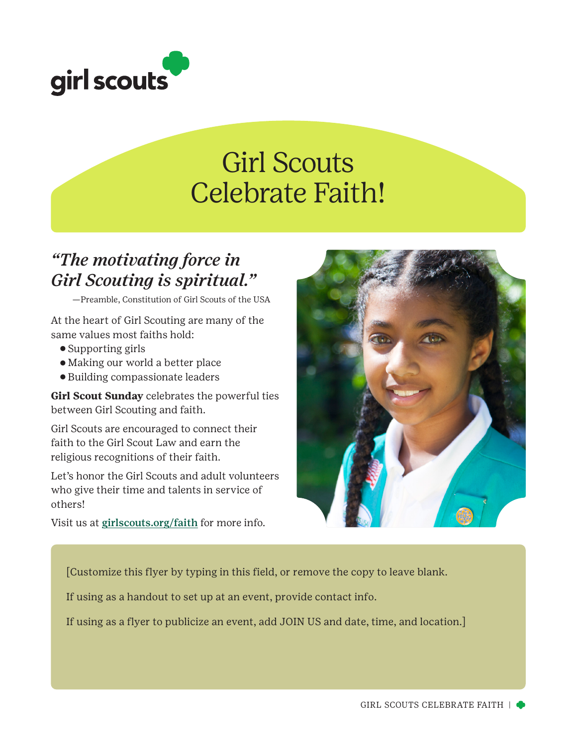girl scouts

# Girl Scouts Celebrate Faith!

*"The motivating force in Girl Scouting is spiritual."*

—Preamble, Constitution of Girl Scouts of the USA

At the heart of Girl Scouting are many of the same values most faiths hold:

- Supporting girls
- Making our world a better place
- Building compassionate leaders

**Girl Scout Sunday** celebrates the powerful ties between Girl Scouting and faith.

Girl Scouts are encouraged to connect their faith to the Girl Scout Law and earn the religious recognitions of their faith.

Let's honor the Girl Scouts and adult volunteers who give their time and talents in service of others!

Visit us at **girlscouts.org/faith** for more info.

[Customize this flyer by typing in this field, or remove the copy to leave blank.

If using as a handout to set up at an event, provide contact info.

If using as a flyer to publicize an event, add JOIN US and date, time, and location.]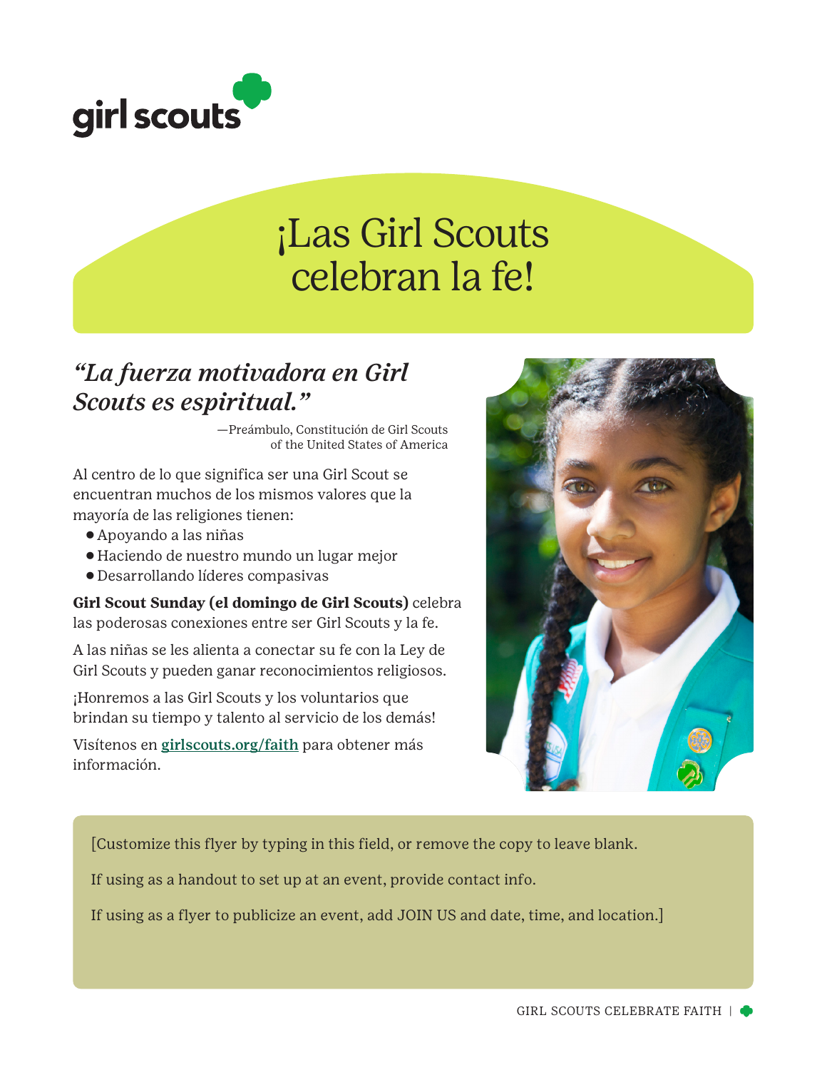girl scouts

# ¡Las Girl Scouts celebran la fe!

*"La fuerza motivadora en Girl Scouts es espiritual."*

—Preámbulo, Constitución de Girl Scouts of the United States of America

Al centro de lo que significa ser una Girl Scout se encuentran muchos de los mismos valores que la mayoría de las religiones tienen:

- Apoyando a las niñas
- Haciendo de nuestro mundo un lugar mejor
- Desarrollando líderes compasivas

**Girl Scout Sunday (el domingo de Girl Scouts)** celebra las poderosas conexiones entre ser Girl Scouts y la fe.

A las niñas se les alienta a conectar su fe con la Ley de Girl Scouts y pueden ganar reconocimientos religiosos.

¡Honremos a las Girl Scouts y los voluntarios que brindan su tiempo y talento al servicio de los demás!

Visítenos en **girlscouts.org/faith** para obtener más información.

[Customize this flyer by typing in this field, or remove the copy to leave blank.

If using as a handout to set up at an event, provide contact info.

If using as a flyer to publicize an event, add JOIN US and date, time, and location.]